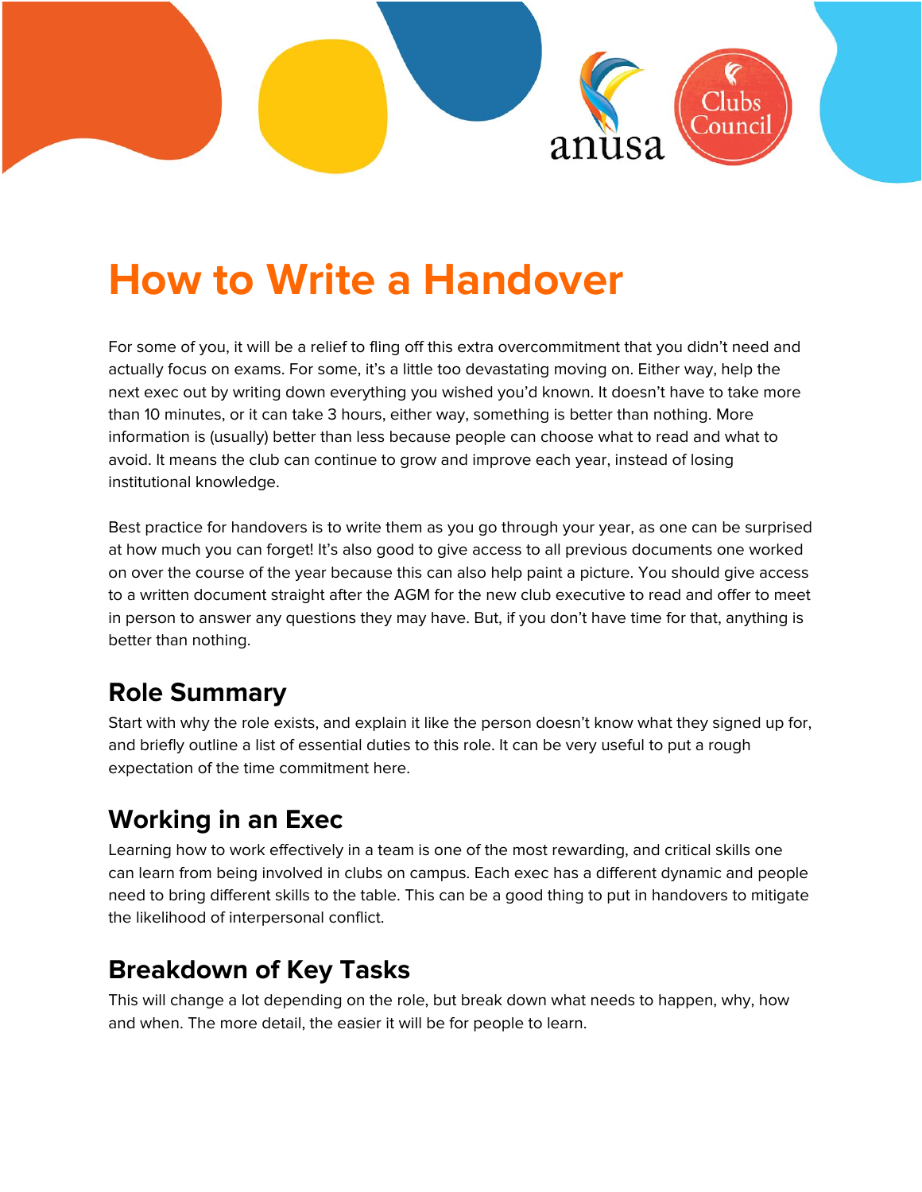# How to Write a Handover

For some of you, it will be a relief to fling off this extra overcommitment that you didn't need and actually focus on exams. For some, it's a little too devastating moving on. Either way, help the next exec out by writing down everything you wished you'd known. It doesn't have to take more than 10 minutes, or it can take 3 hours, either way, something is better than nothing. More information is (usually) better than less because people can choose what to read and what to avoid. It means the club can continue to grow and improve each year, instead of losing institutional knowledge.

Best practice for handovers is to write them as you go through your year, as one can be surprised at how much you can forget! It's also good to give access to all previous documents one worked on over the course of the year because this can also help paint a picture. You should give access to a written document straight after the AGM for the new club executive to read and offer to meet in person to answer any questions they may have. But, if you don't have time for that, anything is better than nothing.

## Role Summary

Start with why the role exists, and explain it like the person doesn't know what they signed up for, and briefly outline a list of essential duties to this role. It can be very useful to put a rough expectation of the time commitment here.

## Working in an Exec

Learning how to work effectively in a team is one of the most rewarding, and critical skills one can learn from being involved in clubs on campus. Each exec has a different dynamic and people need to bring different skills to the table. This can be a good thing to put in handovers to mitigate the likelihood of interpersonal conflict.

## Breakdown of Key Tasks

This will change a lot depending on the role, but break down what needs to happen, why, how and when. The more detail, the easier it will be for people to learn.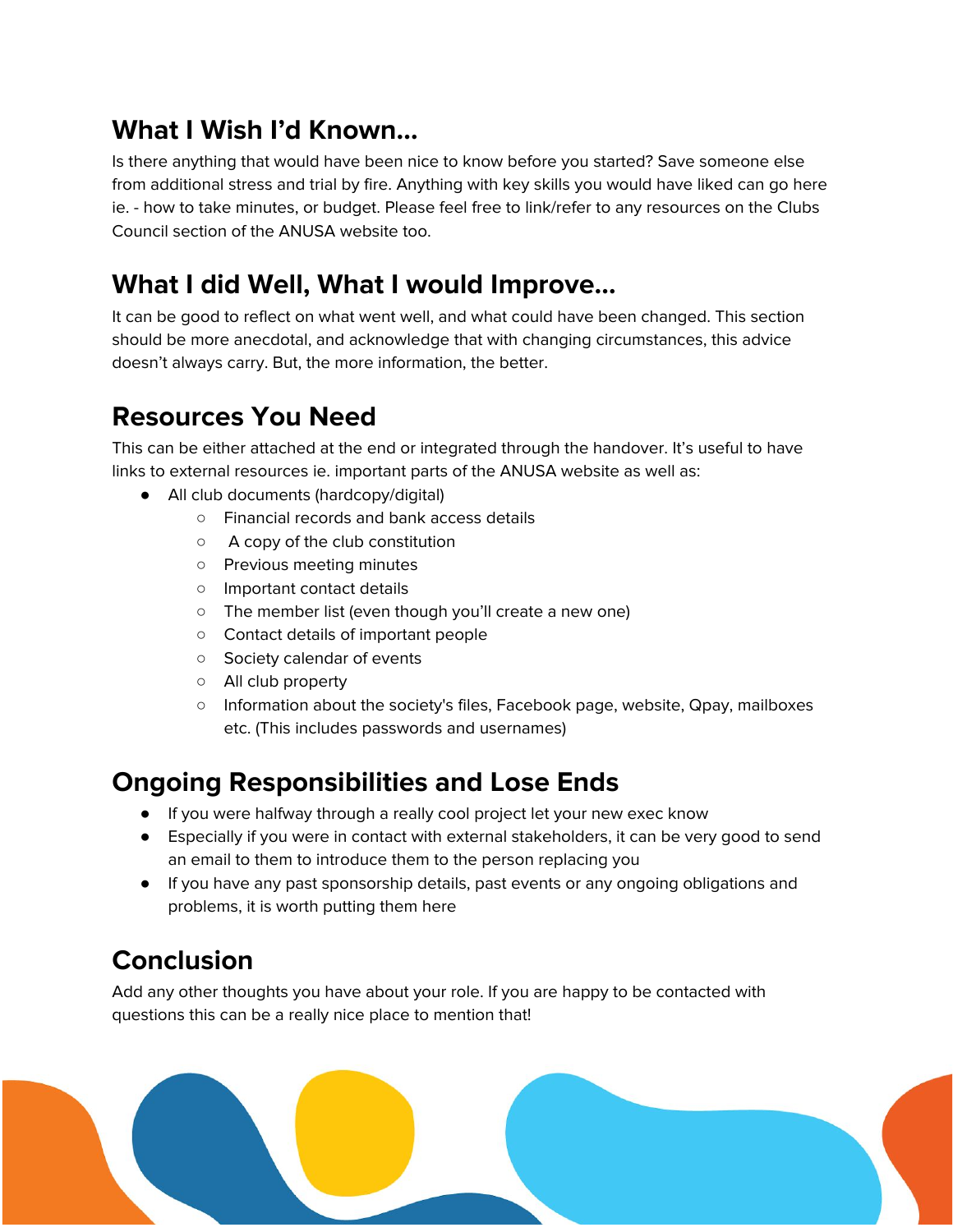## What I Wish I'd Known...

Is there anything that would have been nice to know before you started? Save someone else from additional stress and trial by fire. Anything with key skills you would have liked can go here ie. - how to take minutes, or budget. Please feel free to link/refer to any resources on the Clubs Council section of the ANUSA website too.

## What I did Well, What I would Improve...

It can be good to reflect on what went well, and what could have been changed. This section should be more anecdotal, and acknowledge that with changing circumstances, this advice doesn't always carry. But, the more information, the better.

## Resources You Need

This can be either attached at the end or integrated through the handover. It's useful to have links to external resources ie. important parts of the ANUSA website as well as:

- All club documents (hardcopy/digital)
  - Financial records and bank access details
  - A copy of the club constitution
  - Previous meeting minutes
  - Important contact details
  - The member list (even though you'll create a new one)
  - Contact details of important people
  - Society calendar of events
  - All club property
  - Information about the society's files, Facebook page, website, Qpay, mailboxes etc. (This includes passwords and usernames)

## Ongoing Responsibilities and Lose Ends

- If you were halfway through a really cool project let your new exec know
- Especially if you were in contact with external stakeholders, it can be very good to send an email to them to introduce them to the person replacing you
- If you have any past sponsorship details, past events or any ongoing obligations and problems, it is worth putting them here

## Conclusion

Add any other thoughts you have about your role. If you are happy to be contacted with questions this can be a really nice place to mention that!